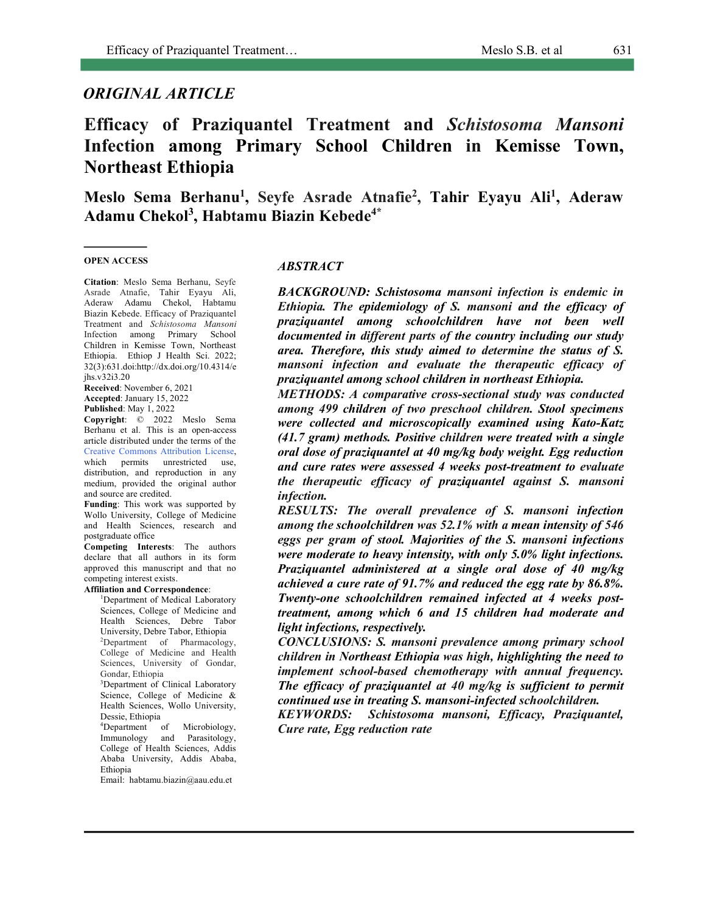*ORIGINAL ARTICLE*

# Efficacy of Praziquantel Treatment and *Schistosoma Mansoni* Infection among Primary School Children in Kemisse Town, Northeast Ethiopia

**Meslo Sema Berhanu[1], Seyfe Asrade Atnafie[2], Tahir Eyayu Ali[1], Aderaw Adamu Chekol[3], Habtamu Biazin Kebede[4*]**

**OPEN ACCESS**

**Citation**: Meslo Sema Berhanu, Seyfe Asrade Atnafie, Tahir Eyayu Ali, Aderaw Adamu Chekol, Habtamu Biazin Kebede. Efficacy of Praziquantel Treatment and *Schistosoma Mansoni* Infection among Primary School Children in Kemisse Town, Northeast Ethiopia. Ethiop J Health Sci. 2022; 32(3):631.doi:http://dx.doi.org/10.4314/ejhs.v32i3.20

**Received**: November 6, 2021

**Accepted**: January 15, 2022

**Published**: May 1, 2022

**Copyright**: © 2022 Meslo Sema Berhanu et al. This is an open-access article distributed under the terms of the Creative Commons Attribution License, which permits unrestricted use, distribution, and reproduction in any medium, provided the original author and source are credited.

**Funding**: This work was supported by Wollo University, College of Medicine and Health Sciences, research and postgraduate office

**Competing Interests**: The authors declare that all authors in its form approved this manuscript and that no competing interest exists.

**Affiliation and Correspondence**:

[1]Department of Medical Laboratory Sciences, College of Medicine and Health Sciences, Debre Tabor University, Debre Tabor, Ethiopia

[2]Department of Pharmacology, College of Medicine and Health Sciences, University of Gondar, Gondar, Ethiopia

[3]Department of Clinical Laboratory Science, College of Medicine & Health Sciences, Wollo University, Dessie, Ethiopia

[4]Department of Microbiology, Immunology and Parasitology, College of Health Sciences, Addis Ababa University, Addis Ababa, Ethiopia

Email: habtamu.biazin@aau.edu.et

## *ABSTRACT*

***BACKGROUND: Schistosoma mansoni infection is endemic in Ethiopia. The epidemiology of S. mansoni and the efficacy of praziquantel among schoolchildren have not been well documented in different parts of the country including our study area. Therefore, this study aimed to determine the status of S. mansoni infection and evaluate the therapeutic efficacy of praziquantel among school children in northeast Ethiopia.***

***METHODS: A comparative cross-sectional study was conducted among 499 children of two preschool children. Stool specimens were collected and microscopically examined using Kato-Katz (41.7 gram) methods. Positive children were treated with a single oral dose of praziquantel at 40 mg/kg body weight. Egg reduction and cure rates were assessed 4 weeks post-treatment to evaluate the therapeutic efficacy of praziquantel against S. mansoni infection.***

***RESULTS: The overall prevalence of S. mansoni infection among the schoolchildren was 52.1% with a mean intensity of 546 eggs per gram of stool. Majorities of the S. mansoni infections were moderate to heavy intensity, with only 5.0% light infections. Praziquantel administered at a single oral dose of 40 mg/kg achieved a cure rate of 91.7% and reduced the egg rate by 86.8%. Twenty-one schoolchildren remained infected at 4 weeks post-treatment, among which 6 and 15 children had moderate and light infections, respectively.***

***CONCLUSIONS: S. mansoni prevalence among primary school children in Northeast Ethiopia was high, highlighting the need to implement school-based chemotherapy with annual frequency. The efficacy of praziquantel at 40 mg/kg is sufficient to permit continued use in treating S. mansoni-infected schoolchildren.***

***KEYWORDS: Schistosoma mansoni, Efficacy, Praziquantel, Cure rate, Egg reduction rate***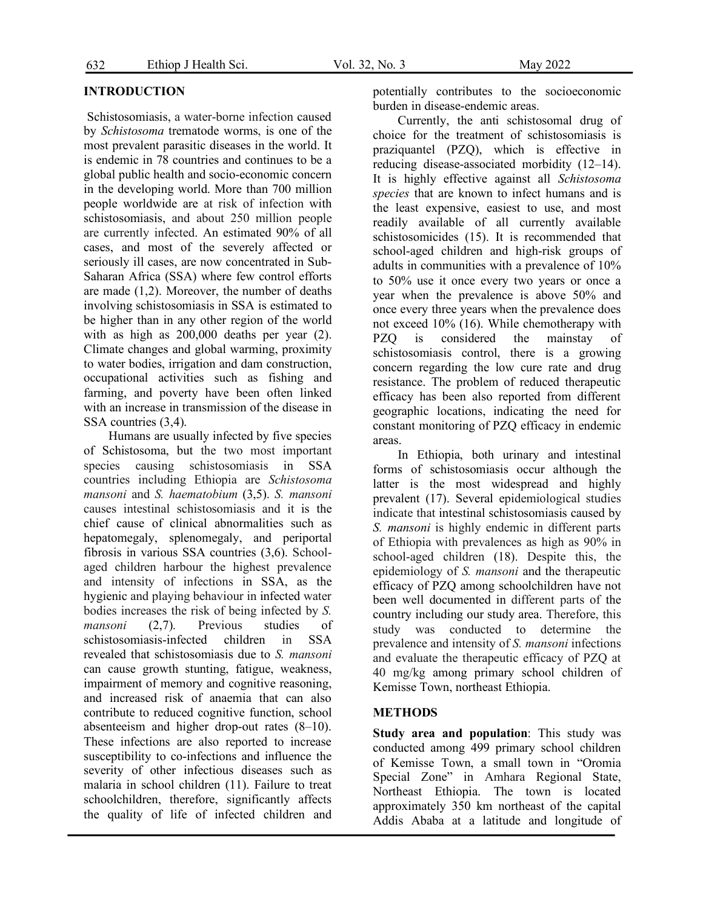## INTRODUCTION

Schistosomiasis, a water-borne infection caused by *Schistosoma* trematode worms, is one of the most prevalent parasitic diseases in the world. It is endemic in 78 countries and continues to be a global public health and socio-economic concern in the developing world. More than 700 million people worldwide are at risk of infection with schistosomiasis, and about 250 million people are currently infected. An estimated 90% of all cases, and most of the severely affected or seriously ill cases, are now concentrated in Sub-Saharan Africa (SSA) where few control efforts are made (1,2). Moreover, the number of deaths involving schistosomiasis in SSA is estimated to be higher than in any other region of the world with as high as 200,000 deaths per year (2). Climate changes and global warming, proximity to water bodies, irrigation and dam construction, occupational activities such as fishing and farming, and poverty have been often linked with an increase in transmission of the disease in SSA countries (3,4).

Humans are usually infected by five species of Schistosoma, but the two most important species causing schistosomiasis in SSA countries including Ethiopia are *Schistosoma mansoni* and *S. haematobium* (3,5). *S. mansoni* causes intestinal schistosomiasis and it is the chief cause of clinical abnormalities such as hepatomegaly, splenomegaly, and periportal fibrosis in various SSA countries (3,6). School-aged children harbour the highest prevalence and intensity of infections in SSA, as the hygienic and playing behaviour in infected water bodies increases the risk of being infected by *S. mansoni* (2,7). Previous studies of schistosomiasis-infected children in SSA revealed that schistosomiasis due to *S. mansoni* can cause growth stunting, fatigue, weakness, impairment of memory and cognitive reasoning, and increased risk of anaemia that can also contribute to reduced cognitive function, school absenteeism and higher drop-out rates (8–10). These infections are also reported to increase susceptibility to co-infections and influence the severity of other infectious diseases such as malaria in school children (11). Failure to treat schoolchildren, therefore, significantly affects the quality of life of infected children and potentially contributes to the socioeconomic burden in disease-endemic areas.

Currently, the anti schistosomal drug of choice for the treatment of schistosomiasis is praziquantel (PZQ), which is effective in reducing disease-associated morbidity (12–14). It is highly effective against all *Schistosoma species* that are known to infect humans and is the least expensive, easiest to use, and most readily available of all currently available schistosomicides (15). It is recommended that school-aged children and high-risk groups of adults in communities with a prevalence of 10% to 50% use it once every two years or once a year when the prevalence is above 50% and once every three years when the prevalence does not exceed 10% (16). While chemotherapy with PZQ is considered the mainstay of schistosomiasis control, there is a growing concern regarding the low cure rate and drug resistance. The problem of reduced therapeutic efficacy has been also reported from different geographic locations, indicating the need for constant monitoring of PZQ efficacy in endemic areas.

In Ethiopia, both urinary and intestinal forms of schistosomiasis occur although the latter is the most widespread and highly prevalent (17). Several epidemiological studies indicate that intestinal schistosomiasis caused by *S. mansoni* is highly endemic in different parts of Ethiopia with prevalences as high as 90% in school-aged children (18). Despite this, the epidemiology of *S. mansoni* and the therapeutic efficacy of PZQ among schoolchildren have not been well documented in different parts of the country including our study area. Therefore, this study was conducted to determine the prevalence and intensity of *S. mansoni* infections and evaluate the therapeutic efficacy of PZQ at 40 mg/kg among primary school children of Kemisse Town, northeast Ethiopia.

## METHODS

**Study area and population**: This study was conducted among 499 primary school children of Kemisse Town, a small town in "Oromia Special Zone" in Amhara Regional State, Northeast Ethiopia. The town is located approximately 350 km northeast of the capital Addis Ababa at a latitude and longitude of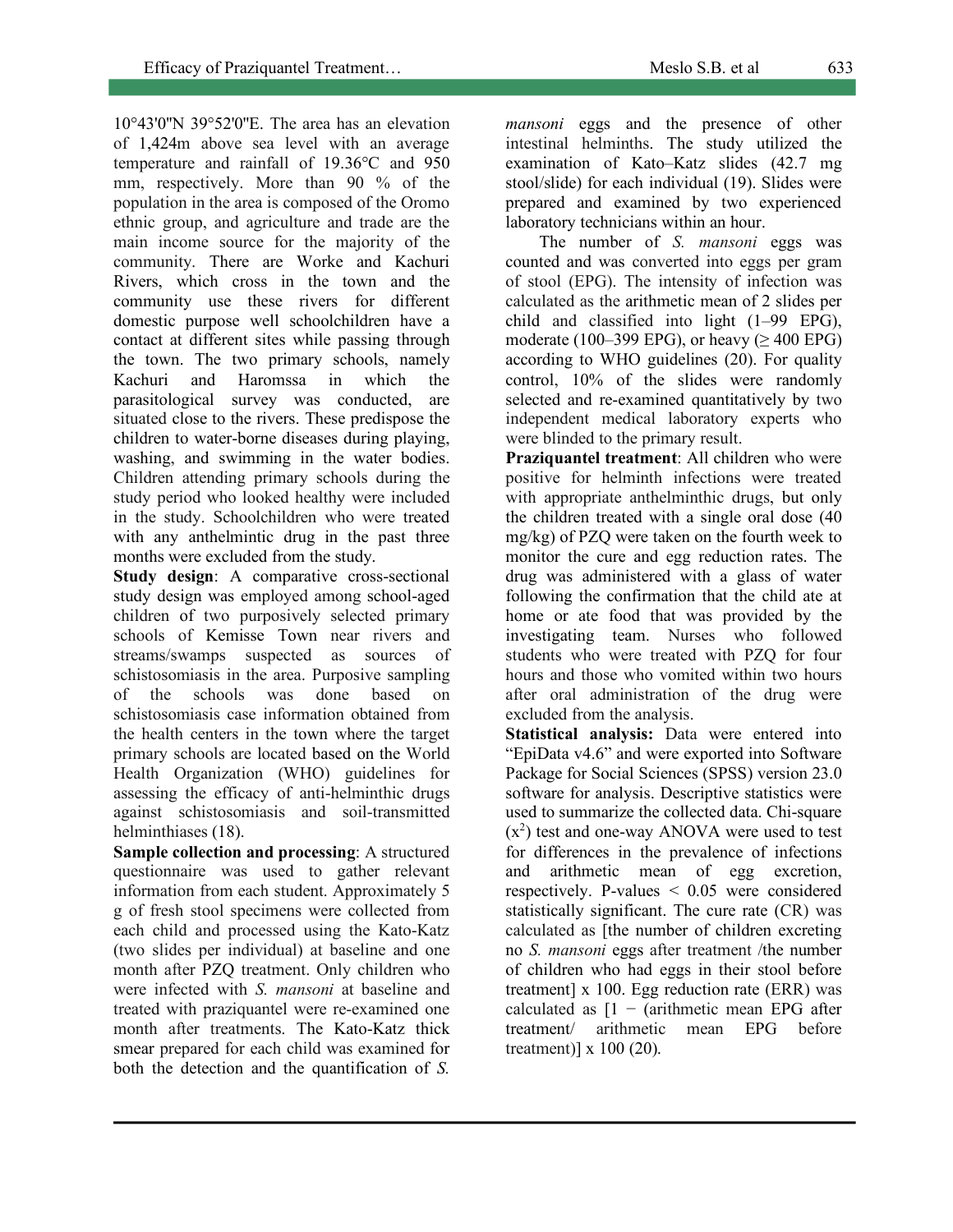10°43'0"N 39°52'0"E. The area has an elevation of 1,424m above sea level with an average temperature and rainfall of 19.36°C and 950 mm, respectively. More than 90 % of the population in the area is composed of the Oromo ethnic group, and agriculture and trade are the main income source for the majority of the community. There are Worke and Kachuri Rivers, which cross in the town and the community use these rivers for different domestic purpose well schoolchildren have a contact at different sites while passing through the town. The two primary schools, namely Kachuri and Haromssa in which the parasitological survey was conducted, are situated close to the rivers. These predispose the children to water-borne diseases during playing, washing, and swimming in the water bodies. Children attending primary schools during the study period who looked healthy were included in the study. Schoolchildren who were treated with any anthelmintic drug in the past three months were excluded from the study.

**Study design**: A comparative cross-sectional study design was employed among school-aged children of two purposively selected primary schools of Kemisse Town near rivers and streams/swamps suspected as sources of schistosomiasis in the area. Purposive sampling of the schools was done based on schistosomiasis case information obtained from the health centers in the town where the target primary schools are located based on the World Health Organization (WHO) guidelines for assessing the efficacy of anti-helminthic drugs against schistosomiasis and soil-transmitted helminthiases (18).

**Sample collection and processing**: A structured questionnaire was used to gather relevant information from each student. Approximately 5 g of fresh stool specimens were collected from each child and processed using the Kato-Katz (two slides per individual) at baseline and one month after PZQ treatment. Only children who were infected with *S. mansoni* at baseline and treated with praziquantel were re-examined one month after treatments. The Kato-Katz thick smear prepared for each child was examined for both the detection and the quantification of *S. mansoni* eggs and the presence of other intestinal helminths. The study utilized the examination of Kato–Katz slides (42.7 mg stool/slide) for each individual (19). Slides were prepared and examined by two experienced laboratory technicians within an hour.

The number of *S. mansoni* eggs was counted and was converted into eggs per gram of stool (EPG). The intensity of infection was calculated as the arithmetic mean of 2 slides per child and classified into light (1–99 EPG), moderate (100–399 EPG), or heavy (≥ 400 EPG) according to WHO guidelines (20). For quality control, 10% of the slides were randomly selected and re-examined quantitatively by two independent medical laboratory experts who were blinded to the primary result.

**Praziquantel treatment**: All children who were positive for helminth infections were treated with appropriate anthelminthic drugs, but only the children treated with a single oral dose (40 mg/kg) of PZQ were taken on the fourth week to monitor the cure and egg reduction rates. The drug was administered with a glass of water following the confirmation that the child ate at home or ate food that was provided by the investigating team. Nurses who followed students who were treated with PZQ for four hours and those who vomited within two hours after oral administration of the drug were excluded from the analysis.

**Statistical analysis:** Data were entered into "EpiData v4.6" and were exported into Software Package for Social Sciences (SPSS) version 23.0 software for analysis. Descriptive statistics were used to summarize the collected data. Chi-square ($x^2$) test and one-way ANOVA were used to test for differences in the prevalence of infections and arithmetic mean of egg excretion, respectively. P-values < 0.05 were considered statistically significant. The cure rate (CR) was calculated as [the number of children excreting no *S. mansoni* eggs after treatment /the number of children who had eggs in their stool before treatment] x 100. Egg reduction rate (ERR) was calculated as [1 − (arithmetic mean EPG after treatment/ arithmetic mean EPG before treatment)] x 100 (20).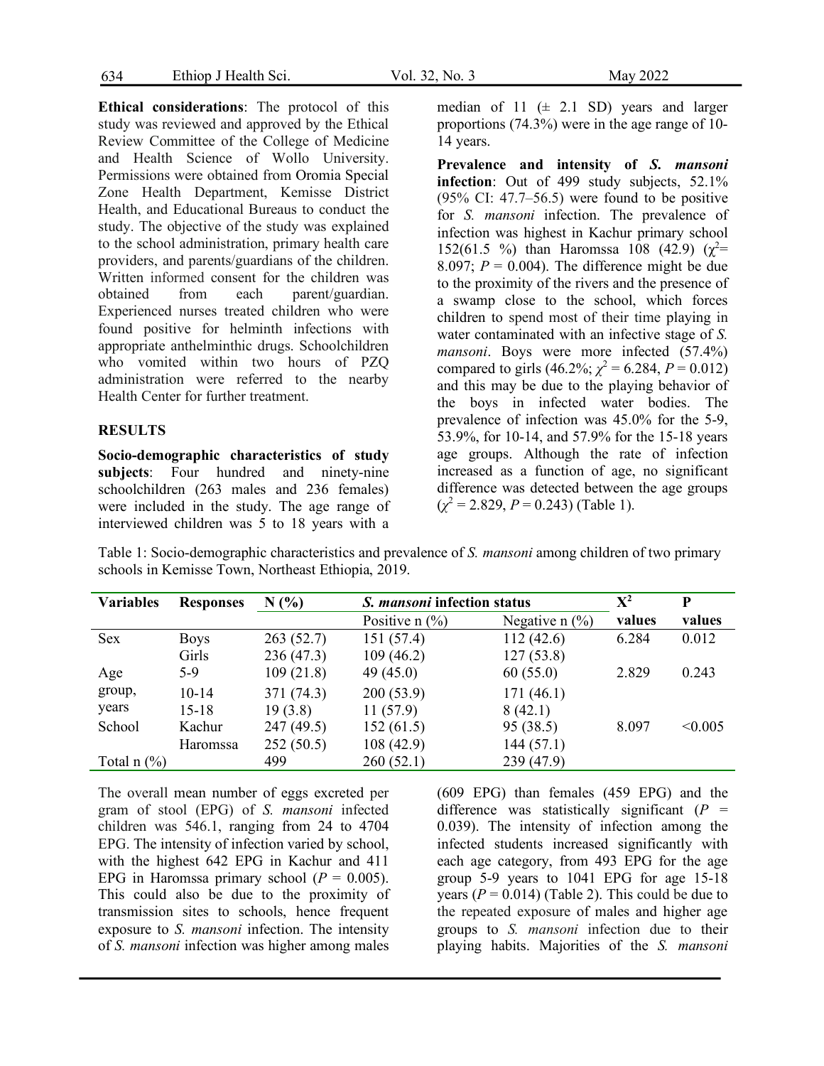**Ethical considerations**: The protocol of this study was reviewed and approved by the Ethical Review Committee of the College of Medicine and Health Science of Wollo University. Permissions were obtained from Oromia Special Zone Health Department, Kemisse District Health, and Educational Bureaus to conduct the study. The objective of the study was explained to the school administration, primary health care providers, and parents/guardians of the children. Written informed consent for the children was obtained from each parent/guardian. Experienced nurses treated children who were found positive for helminth infections with appropriate anthelminthic drugs. Schoolchildren who vomited within two hours of PZQ administration were referred to the nearby Health Center for further treatment.

## RESULTS

**Socio-demographic characteristics of study subjects**: Four hundred and ninety-nine schoolchildren (263 males and 236 females) were included in the study. The age range of interviewed children was 5 to 18 years with a median of 11 (± 2.1 SD) years and larger proportions (74.3%) were in the age range of 10-14 years.

**Prevalence and intensity of *S. mansoni* infection**: Out of 499 study subjects, 52.1% (95% CI: 47.7–56.5) were found to be positive for *S. mansoni* infection. The prevalence of infection was highest in Kachur primary school 152(61.5 %) than Haromssa 108 (42.9) ($\chi^2$= 8.097; $P$ = 0.004). The difference might be due to the proximity of the rivers and the presence of a swamp close to the school, which forces children to spend most of their time playing in water contaminated with an infective stage of *S. mansoni*. Boys were more infected (57.4%) compared to girls (46.2%; $\chi^2$ = 6.284, $P$ = 0.012) and this may be due to the playing behavior of the boys in infected water bodies. The prevalence of infection was 45.0% for the 5-9, 53.9%, for 10-14, and 57.9% for the 15-18 years age groups. Although the rate of infection increased as a function of age, no significant difference was detected between the age groups ($\chi^2$ = 2.829, $P$ = 0.243) (Table 1).

Table 1: Socio-demographic characteristics and prevalence of *S. mansoni* among children of two primary schools in Kemisse Town, Northeast Ethiopia, 2019.

| Variables | Responses | N (%) | *S. mansoni* infection status | | $X^2$ values | P values |
|---|---|---|---|---|---|---|
| | | | Positive n (%) | Negative n (%) | | |
| Sex | Boys | 263 (52.7) | 151 (57.4) | 112 (42.6) | 6.284 | 0.012 |
| | Girls | 236 (47.3) | 109 (46.2) | 127 (53.8) | | |
| Age group, years | 5-9 | 109 (21.8) | 49 (45.0) | 60 (55.0) | 2.829 | 0.243 |
| | 10-14 | 371 (74.3) | 200 (53.9) | 171 (46.1) | | |
| | 15-18 | 19 (3.8) | 11 (57.9) | 8 (42.1) | | |
| School | Kachur | 247 (49.5) | 152 (61.5) | 95 (38.5) | 8.097 | <0.005 |
| | Haromssa | 252 (50.5) | 108 (42.9) | 144 (57.1) | | |
| Total n (%) | | 499 | 260 (52.1) | 239 (47.9) | | |

The overall mean number of eggs excreted per gram of stool (EPG) of *S. mansoni* infected children was 546.1, ranging from 24 to 4704 EPG. The intensity of infection varied by school, with the highest 642 EPG in Kachur and 411 EPG in Haromssa primary school ($P$ = 0.005). This could also be due to the proximity of transmission sites to schools, hence frequent exposure to *S. mansoni* infection. The intensity of *S. mansoni* infection was higher among males (609 EPG) than females (459 EPG) and the difference was statistically significant ($P$ = 0.039). The intensity of infection among the infected students increased significantly with each age category, from 493 EPG for the age group 5-9 years to 1041 EPG for age 15-18 years ($P$ = 0.014) (Table 2). This could be due to the repeated exposure of males and higher age groups to *S. mansoni* infection due to their playing habits. Majorities of the *S. mansoni*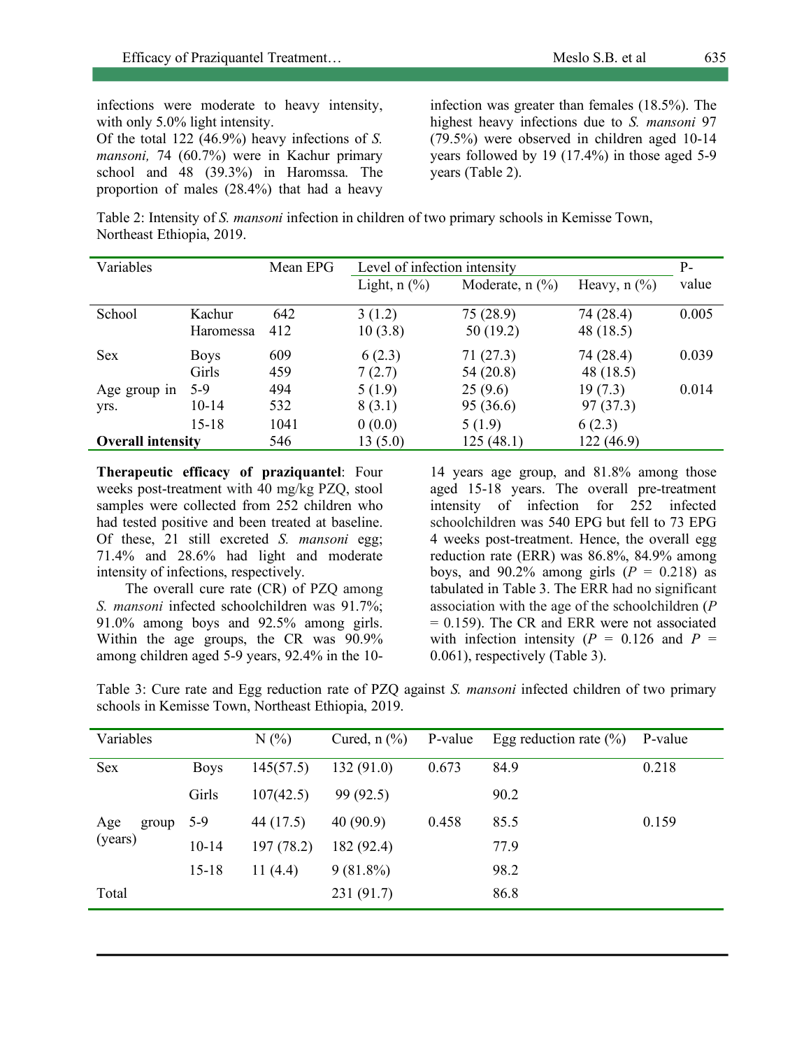infections were moderate to heavy intensity, with only 5.0% light intensity.

Of the total 122 (46.9%) heavy infections of *S. mansoni,* 74 (60.7%) were in Kachur primary school and 48 (39.3%) in Haromssa. The proportion of males (28.4%) that had a heavy infection was greater than females (18.5%). The highest heavy infections due to *S. mansoni* 97 (79.5%) were observed in children aged 10-14 years followed by 19 (17.4%) in those aged 5-9 years (Table 2).

Table 2: Intensity of *S. mansoni* infection in children of two primary schools in Kemisse Town, Northeast Ethiopia, 2019.

| Variables | | Mean EPG | Level of infection intensity | | | P-value |
|---|---|---|---|---|---|---|
| | | | Light, n (%) | Moderate, n (%) | Heavy, n (%) | |
| School | Kachur | 642 | 3 (1.2) | 75 (28.9) | 74 (28.4) | 0.005 |
| | Haromessa | 412 | 10 (3.8) | 50 (19.2) | 48 (18.5) | |
| Sex | Boys | 609 | 6 (2.3) | 71 (27.3) | 74 (28.4) | 0.039 |
| | Girls | 459 | 7 (2.7) | 54 (20.8) | 48 (18.5) | |
| Age group in yrs. | 5-9 | 494 | 5 (1.9) | 25 (9.6) | 19 (7.3) | 0.014 |
| | 10-14 | 532 | 8 (3.1) | 95 (36.6) | 97 (37.3) | |
| | 15-18 | 1041 | 0 (0.0) | 5 (1.9) | 6 (2.3) | |
| **Overall intensity** | | 546 | 13 (5.0) | 125 (48.1) | 122 (46.9) | |

**Therapeutic efficacy of praziquantel**: Four weeks post-treatment with 40 mg/kg PZQ, stool samples were collected from 252 children who had tested positive and been treated at baseline. Of these, 21 still excreted *S. mansoni* egg; 71.4% and 28.6% had light and moderate intensity of infections, respectively.

The overall cure rate (CR) of PZQ among *S. mansoni* infected schoolchildren was 91.7%; 91.0% among boys and 92.5% among girls. Within the age groups, the CR was 90.9% among children aged 5-9 years, 92.4% in the 10-14 years age group, and 81.8% among those aged 15-18 years. The overall pre-treatment intensity of infection for 252 infected schoolchildren was 540 EPG but fell to 73 EPG 4 weeks post-treatment. Hence, the overall egg reduction rate (ERR) was 86.8%, 84.9% among boys, and 90.2% among girls ($P = 0.218$) as tabulated in Table 3. The ERR had no significant association with the age of the schoolchildren ($P = 0.159$). The CR and ERR were not associated with infection intensity ($P = 0.126$ and $P = 0.061$), respectively (Table 3).

Table 3: Cure rate and Egg reduction rate of PZQ against *S. mansoni* infected children of two primary schools in Kemisse Town, Northeast Ethiopia, 2019.

| Variables | | N (%) | Cured, n (%) | P-value | Egg reduction rate (%) | P-value |
|---|---|---|---|---|---|---|
| Sex | Boys | 145(57.5) | 132 (91.0) | 0.673 | 84.9 | 0.218 |
| | Girls | 107(42.5) | 99 (92.5) | | 90.2 | |
| Age group (years) | 5-9 | 44 (17.5) | 40 (90.9) | 0.458 | 85.5 | 0.159 |
| | 10-14 | 197 (78.2) | 182 (92.4) | | 77.9 | |
| | 15-18 | 11 (4.4) | 9 (81.8%) | | 98.2 | |
| Total | | | 231 (91.7) | | 86.8 | |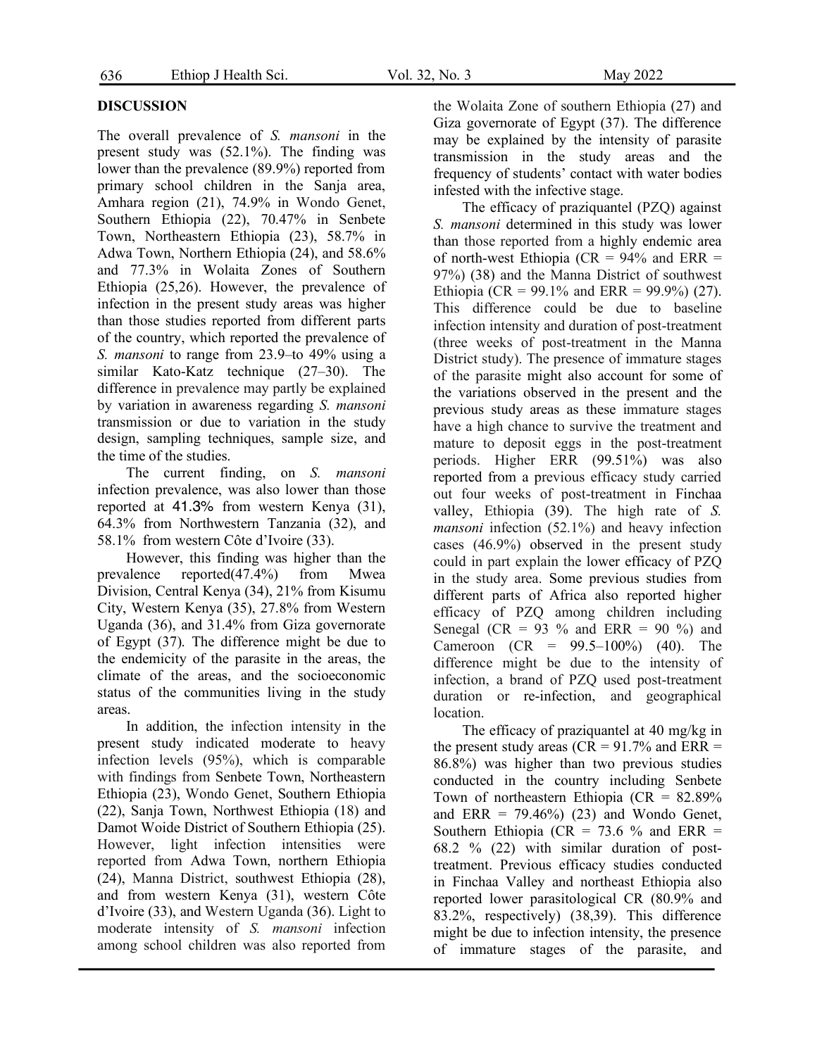## DISCUSSION

The overall prevalence of *S. mansoni* in the present study was (52.1%). The finding was lower than the prevalence (89.9%) reported from primary school children in the Sanja area, Amhara region (21), 74.9% in Wondo Genet, Southern Ethiopia (22), 70.47% in Senbete Town, Northeastern Ethiopia (23), 58.7% in Adwa Town, Northern Ethiopia (24), and 58.6% and 77.3% in Wolaita Zones of Southern Ethiopia (25,26). However, the prevalence of infection in the present study areas was higher than those studies reported from different parts of the country, which reported the prevalence of *S. mansoni* to range from 23.9–to 49% using a similar Kato-Katz technique (27–30). The difference in prevalence may partly be explained by variation in awareness regarding *S. mansoni* transmission or due to variation in the study design, sampling techniques, sample size, and the time of the studies.

The current finding, on *S. mansoni* infection prevalence, was also lower than those reported at 41.3% from western Kenya (31), 64.3% from Northwestern Tanzania (32), and 58.1% from western Côte d'Ivoire (33).

However, this finding was higher than the prevalence reported(47.4%) from Mwea Division, Central Kenya (34), 21% from Kisumu City, Western Kenya (35), 27.8% from Western Uganda (36), and 31.4% from Giza governorate of Egypt (37). The difference might be due to the endemicity of the parasite in the areas, the climate of the areas, and the socioeconomic status of the communities living in the study areas.

In addition, the infection intensity in the present study indicated moderate to heavy infection levels (95%), which is comparable with findings from Senbete Town, Northeastern Ethiopia (23), Wondo Genet, Southern Ethiopia (22), Sanja Town, Northwest Ethiopia (18) and Damot Woide District of Southern Ethiopia (25). However, light infection intensities were reported from Adwa Town, northern Ethiopia (24), Manna District, southwest Ethiopia (28), and from western Kenya (31), western Côte d'Ivoire (33), and Western Uganda (36). Light to moderate intensity of *S. mansoni* infection among school children was also reported from the Wolaita Zone of southern Ethiopia (27) and Giza governorate of Egypt (37). The difference may be explained by the intensity of parasite transmission in the study areas and the frequency of students' contact with water bodies infested with the infective stage.

The efficacy of praziquantel (PZQ) against *S. mansoni* determined in this study was lower than those reported from a highly endemic area of north-west Ethiopia (CR = 94% and ERR = 97%) (38) and the Manna District of southwest Ethiopia (CR = 99.1% and ERR = 99.9%) (27). This difference could be due to baseline infection intensity and duration of post-treatment (three weeks of post-treatment in the Manna District study). The presence of immature stages of the parasite might also account for some of the variations observed in the present and the previous study areas as these immature stages have a high chance to survive the treatment and mature to deposit eggs in the post-treatment periods. Higher ERR (99.51%) was also reported from a previous efficacy study carried out four weeks of post-treatment in Finchaa valley, Ethiopia (39). The high rate of *S. mansoni* infection (52.1%) and heavy infection cases (46.9%) observed in the present study could in part explain the lower efficacy of PZQ in the study area. Some previous studies from different parts of Africa also reported higher efficacy of PZQ among children including Senegal (CR = 93 % and ERR = 90 %) and Cameroon (CR = 99.5–100%) (40). The difference might be due to the intensity of infection, a brand of PZQ used post-treatment duration or re-infection, and geographical location.

The efficacy of praziquantel at 40 mg/kg in the present study areas (CR = 91.7% and ERR = 86.8%) was higher than two previous studies conducted in the country including Senbete Town of northeastern Ethiopia (CR = 82.89% and ERR = 79.46%) (23) and Wondo Genet, Southern Ethiopia (CR = 73.6 % and ERR = 68.2 % (22) with similar duration of post-treatment. Previous efficacy studies conducted in Finchaa Valley and northeast Ethiopia also reported lower parasitological CR (80.9% and 83.2%, respectively) (38,39). This difference might be due to infection intensity, the presence of immature stages of the parasite, and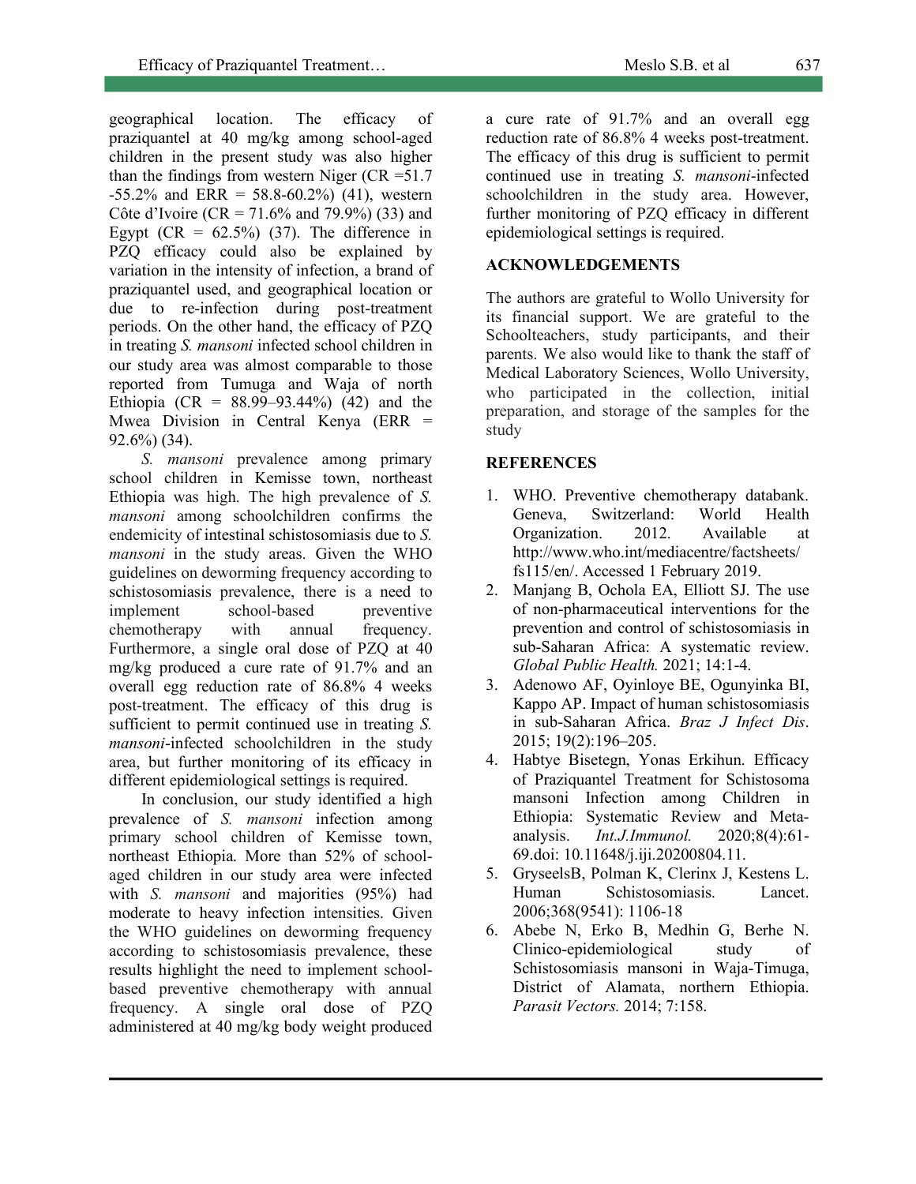geographical location. The efficacy of praziquantel at 40 mg/kg among school-aged children in the present study was also higher than the findings from western Niger (CR =51.7 -55.2% and ERR = 58.8-60.2%) (41), western Côte d'Ivoire (CR = 71.6% and 79.9%) (33) and Egypt (CR = 62.5%) (37). The difference in PZQ efficacy could also be explained by variation in the intensity of infection, a brand of praziquantel used, and geographical location or due to re-infection during post-treatment periods. On the other hand, the efficacy of PZQ in treating *S. mansoni* infected school children in our study area was almost comparable to those reported from Tumuga and Waja of north Ethiopia (CR = 88.99–93.44%) (42) and the Mwea Division in Central Kenya (ERR = 92.6%) (34).

*S. mansoni* prevalence among primary school children in Kemisse town, northeast Ethiopia was high. The high prevalence of *S. mansoni* among schoolchildren confirms the endemicity of intestinal schistosomiasis due to *S. mansoni* in the study areas. Given the WHO guidelines on deworming frequency according to schistosomiasis prevalence, there is a need to implement school-based preventive chemotherapy with annual frequency. Furthermore, a single oral dose of PZQ at 40 mg/kg produced a cure rate of 91.7% and an overall egg reduction rate of 86.8% 4 weeks post-treatment. The efficacy of this drug is sufficient to permit continued use in treating *S. mansoni*-infected schoolchildren in the study area, but further monitoring of its efficacy in different epidemiological settings is required.

In conclusion, our study identified a high prevalence of *S. mansoni* infection among primary school children of Kemisse town, northeast Ethiopia. More than 52% of school-aged children in our study area were infected with *S. mansoni* and majorities (95%) had moderate to heavy infection intensities. Given the WHO guidelines on deworming frequency according to schistosomiasis prevalence, these results highlight the need to implement school-based preventive chemotherapy with annual frequency. A single oral dose of PZQ administered at 40 mg/kg body weight produced a cure rate of 91.7% and an overall egg reduction rate of 86.8% 4 weeks post-treatment. The efficacy of this drug is sufficient to permit continued use in treating *S. mansoni*-infected schoolchildren in the study area. However, further monitoring of PZQ efficacy in different epidemiological settings is required.

## ACKNOWLEDGEMENTS

The authors are grateful to Wollo University for its financial support. We are grateful to the Schoolteachers, study participants, and their parents. We also would like to thank the staff of Medical Laboratory Sciences, Wollo University, who participated in the collection, initial preparation, and storage of the samples for the study

## REFERENCES

1. WHO. Preventive chemotherapy databank. Geneva, Switzerland: World Health Organization. 2012. Available at http://www.who.int/mediacentre/factsheets/fs115/en/. Accessed 1 February 2019.
2. Manjang B, Ochola EA, Elliott SJ. The use of non-pharmaceutical interventions for the prevention and control of schistosomiasis in sub-Saharan Africa: A systematic review. *Global Public Health.* 2021; 14:1-4.
3. Adenowo AF, Oyinloye BE, Ogunyinka BI, Kappo AP. Impact of human schistosomiasis in sub-Saharan Africa. *Braz J Infect Dis*. 2015; 19(2):196–205.
4. Habtye Bisetegn, Yonas Erkihun. Efficacy of Praziquantel Treatment for Schistosoma mansoni Infection among Children in Ethiopia: Systematic Review and Meta-analysis. *Int.J.Immunol.* 2020;8(4):61-69.doi: 10.11648/j.iji.20200804.11.
5. GryseelsB, Polman K, Clerinx J, Kestens L. Human Schistosomiasis. Lancet. 2006;368(9541): 1106-18
6. Abebe N, Erko B, Medhin G, Berhe N. Clinico-epidemiological study of Schistosomiasis mansoni in Waja-Timuga, District of Alamata, northern Ethiopia. *Parasit Vectors.* 2014; 7:158.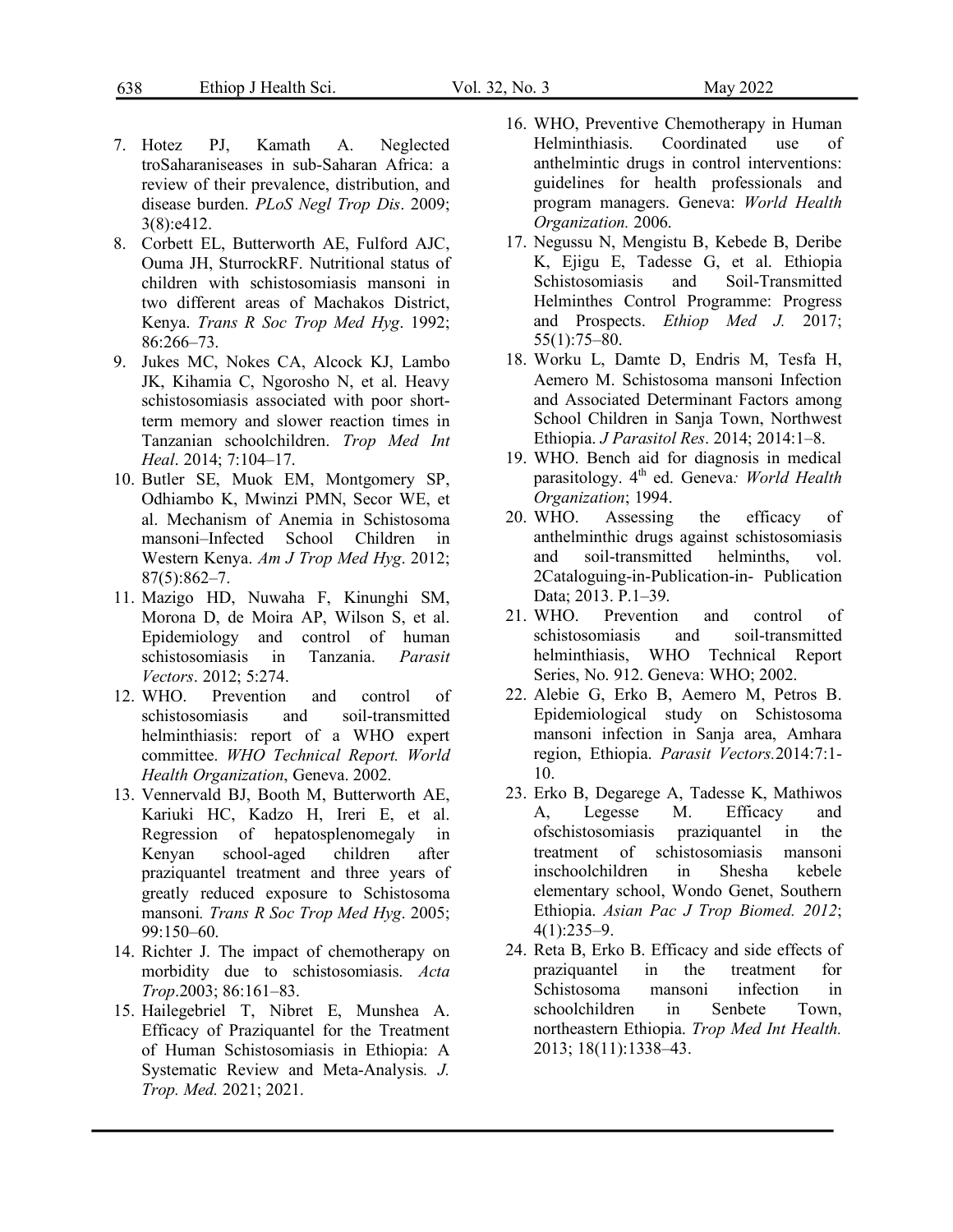7. Hotez PJ, Kamath A. Neglected troSaharaniseases in sub-Saharan Africa: a review of their prevalence, distribution, and disease burden. *PLoS Negl Trop Dis*. 2009; 3(8):e412.
8. Corbett EL, Butterworth AE, Fulford AJC, Ouma JH, SturrockRF. Nutritional status of children with schistosomiasis mansoni in two different areas of Machakos District, Kenya. *Trans R Soc Trop Med Hyg*. 1992; 86:266–73.
9. Jukes MC, Nokes CA, Alcock KJ, Lambo JK, Kihamia C, Ngorosho N, et al. Heavy schistosomiasis associated with poor short-term memory and slower reaction times in Tanzanian schoolchildren. *Trop Med Int Heal*. 2014; 7:104–17.
10. Butler SE, Muok EM, Montgomery SP, Odhiambo K, Mwinzi PMN, Secor WE, et al. Mechanism of Anemia in Schistosoma mansoni–Infected School Children in Western Kenya. *Am J Trop Med Hyg*. 2012; 87(5):862–7.
11. Mazigo HD, Nuwaha F, Kinunghi SM, Morona D, de Moira AP, Wilson S, et al. Epidemiology and control of human schistosomiasis in Tanzania. *Parasit Vectors*. 2012; 5:274.
12. WHO. Prevention and control of schistosomiasis and soil-transmitted helminthiasis: report of a WHO expert committee. *WHO Technical Report. World Health Organization*, Geneva. 2002.
13. Vennervald BJ, Booth M, Butterworth AE, Kariuki HC, Kadzo H, Ireri E, et al. Regression of hepatosplenomegaly in Kenyan school-aged children after praziquantel treatment and three years of greatly reduced exposure to Schistosoma mansoni*. Trans R Soc Trop Med Hyg*. 2005; 99:150–60.
14. Richter J. The impact of chemotherapy on morbidity due to schistosomiasis. *Acta Trop*.2003; 86:161–83.
15. Hailegebriel T, Nibret E, Munshea A. Efficacy of Praziquantel for the Treatment of Human Schistosomiasis in Ethiopia: A Systematic Review and Meta-Analysis*. J. Trop. Med.* 2021; 2021.
16. WHO, Preventive Chemotherapy in Human Helminthiasis. Coordinated use of anthelmintic drugs in control interventions: guidelines for health professionals and program managers. Geneva: *World Health Organization.* 2006.
17. Negussu N, Mengistu B, Kebede B, Deribe K, Ejigu E, Tadesse G, et al. Ethiopia Schistosomiasis and Soil-Transmitted Helminthes Control Programme: Progress and Prospects. *Ethiop Med J.* 2017; 55(1):75–80.
18. Worku L, Damte D, Endris M, Tesfa H, Aemero M. Schistosoma mansoni Infection and Associated Determinant Factors among School Children in Sanja Town, Northwest Ethiopia. *J Parasitol Res*. 2014; 2014:1–8.
19. WHO. Bench aid for diagnosis in medical parasitology. 4th ed. Geneva*: World Health Organization*; 1994.
20. WHO. Assessing the efficacy of anthelminthic drugs against schistosomiasis and soil-transmitted helminths, vol. 2Cataloguing-in-Publication-in- Publication Data; 2013. P.1–39.
21. WHO. Prevention and control of schistosomiasis and soil-transmitted helminthiasis, WHO Technical Report Series, No. 912. Geneva: WHO; 2002.
22. Alebie G, Erko B, Aemero M, Petros B. Epidemiological study on Schistosoma mansoni infection in Sanja area, Amhara region, Ethiopia. *Parasit Vectors.*2014:7:1-10.
23. Erko B, Degarege A, Tadesse K, Mathiwos A, Legesse M. Efficacy and ofschistosomiasis praziquantel in the treatment of schistosomiasis mansoni inschoolchildren in Shesha kebele elementary school, Wondo Genet, Southern Ethiopia. *Asian Pac J Trop Biomed. 2012*; 4(1):235–9.
24. Reta B, Erko B. Efficacy and side effects of praziquantel in the treatment for Schistosoma mansoni infection in schoolchildren in Senbete Town, northeastern Ethiopia. *Trop Med Int Health.* 2013; 18(11):1338–43.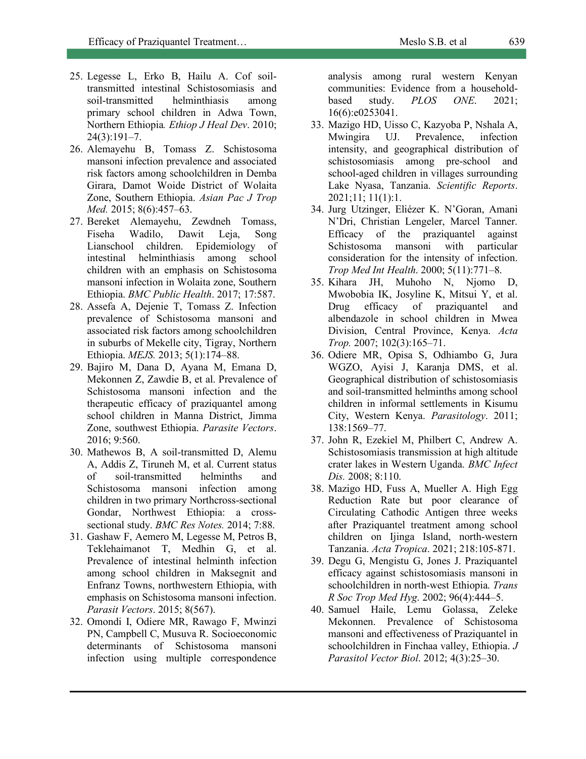25. Legesse L, Erko B, Hailu A. Cof soil-transmitted intestinal Schistosomiasis and soil-transmitted helminthiasis among primary school children in Adwa Town, Northern Ethiopia. *Ethiop J Heal Dev*. 2010; 24(3):191–7.
26. Alemayehu B, Tomass Z. Schistosoma mansoni infection prevalence and associated risk factors among schoolchildren in Demba Girara, Damot Woide District of Wolaita Zone, Southern Ethiopia. *Asian Pac J Trop Med.* 2015; 8(6):457–63.
27. Bereket Alemayehu, Zewdneh Tomass, Fiseha Wadilo, Dawit Leja, Song Lianschool children. Epidemiology of intestinal helminthiasis among school children with an emphasis on Schistosoma mansoni infection in Wolaita zone, Southern Ethiopia. *BMC Public Health*. 2017; 17:587.
28. Assefa A, Dejenie T, Tomass Z. Infection prevalence of Schistosoma mansoni and associated risk factors among schoolchildren in suburbs of Mekelle city, Tigray, Northern Ethiopia. *MEJS.* 2013; 5(1):174–88.
29. Bajiro M, Dana D, Ayana M, Emana D, Mekonnen Z, Zawdie B, et al. Prevalence of Schistosoma mansoni infection and the therapeutic efficacy of praziquantel among school children in Manna District, Jimma Zone, southwest Ethiopia. *Parasite Vectors*. 2016; 9:560.
30. Mathewos B, A soil-transmitted D, Alemu A, Addis Z, Tiruneh M, et al. Current status of soil-transmitted helminths and Schistosoma mansoni infection among children in two primary Northcross-sectional Gondar, Northwest Ethiopia: a cross-sectional study. *BMC Res Notes.* 2014; 7:88.
31. Gashaw F, Aemero M, Legesse M, Petros B, Teklehaimanot T, Medhin G, et al. Prevalence of intestinal helminth infection among school children in Maksegnit and Enfranz Towns, northwestern Ethiopia, with emphasis on Schistosoma mansoni infection. *Parasit Vectors*. 2015; 8(567).
32. Omondi I, Odiere MR, Rawago F, Mwinzi PN, Campbell C, Musuva R. Socioeconomic determinants of Schistosoma mansoni infection using multiple correspondence analysis among rural western Kenyan communities: Evidence from a household-based study. *PLOS ONE*. 2021; 16(6):e0253041.
33. Mazigo HD, Uisso C, Kazyoba P, Nshala A, Mwingira UJ. Prevalence, infection intensity, and geographical distribution of schistosomiasis among pre-school and school-aged children in villages surrounding Lake Nyasa, Tanzania. *Scientific Reports*. 2021;11; 11(1):1.
34. Jurg Utzinger, Eliézer K. N'Goran, Amani N'Dri, Christian Lengeler, Marcel Tanner. Efficacy of the praziquantel against Schistosoma mansoni with particular consideration for the intensity of infection. *Trop Med Int Health*. 2000; 5(11):771–8.
35. Kihara JH, Muhoho N, Njomo D, Mwobobia IK, Josyline K, Mitsui Y, et al. Drug efficacy of praziquantel and albendazole in school children in Mwea Division, Central Province, Kenya. *Acta Trop.* 2007; 102(3):165–71.
36. Odiere MR, Opisa S, Odhiambo G, Jura WGZO, Ayisi J, Karanja DMS, et al. Geographical distribution of schistosomiasis and soil-transmitted helminths among school children in informal settlements in Kisumu City, Western Kenya. *Parasitology*. 2011; 138:1569–77.
37. John R, Ezekiel M, Philbert C, Andrew A. Schistosomiasis transmission at high altitude crater lakes in Western Uganda. *BMC Infect Dis.* 2008; 8:110.
38. Mazigo HD, Fuss A, Mueller A. High Egg Reduction Rate but poor clearance of Circulating Cathodic Antigen three weeks after Praziquantel treatment among school children on Ijinga Island, north-western Tanzania. *Acta Tropica*. 2021; 218:105-871.
39. Degu G, Mengistu G, Jones J. Praziquantel efficacy against schistosomiasis mansoni in schoolchildren in north-west Ethiopia. *Trans R Soc Trop Med Hyg*. 2002; 96(4):444–5.
40. Samuel Haile, Lemu Golassa, Zeleke Mekonnen. Prevalence of Schistosoma mansoni and effectiveness of Praziquantel in schoolchildren in Finchaa valley, Ethiopia. *J Parasitol Vector Biol*. 2012; 4(3):25–30.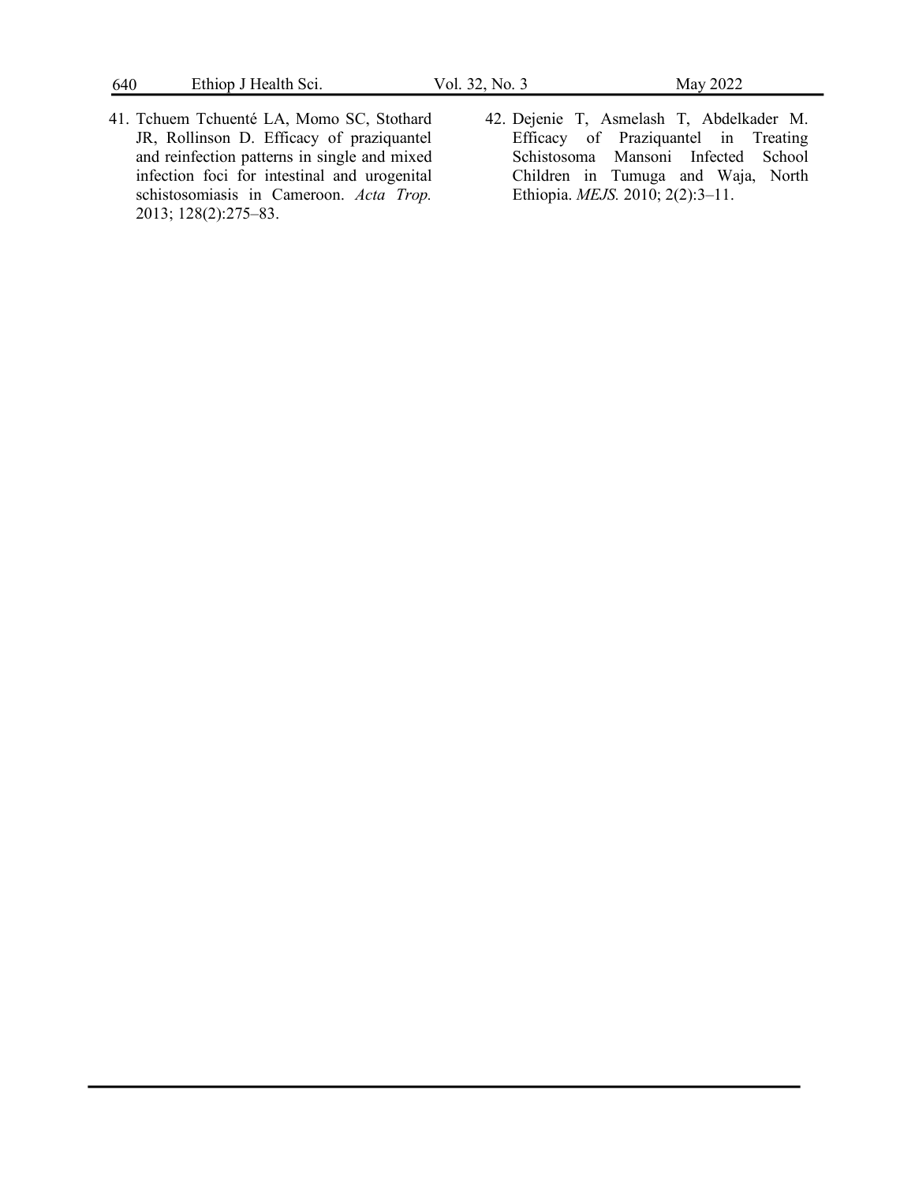41. Tchuem Tchuenté LA, Momo SC, Stothard JR, Rollinson D. Efficacy of praziquantel and reinfection patterns in single and mixed infection foci for intestinal and urogenital schistosomiasis in Cameroon. *Acta Trop.* 2013; 128(2):275–83.
42. Dejenie T, Asmelash T, Abdelkader M. Efficacy of Praziquantel in Treating Schistosoma Mansoni Infected School Children in Tumuga and Waja, North Ethiopia. *MEJS.* 2010; 2(2):3–11.